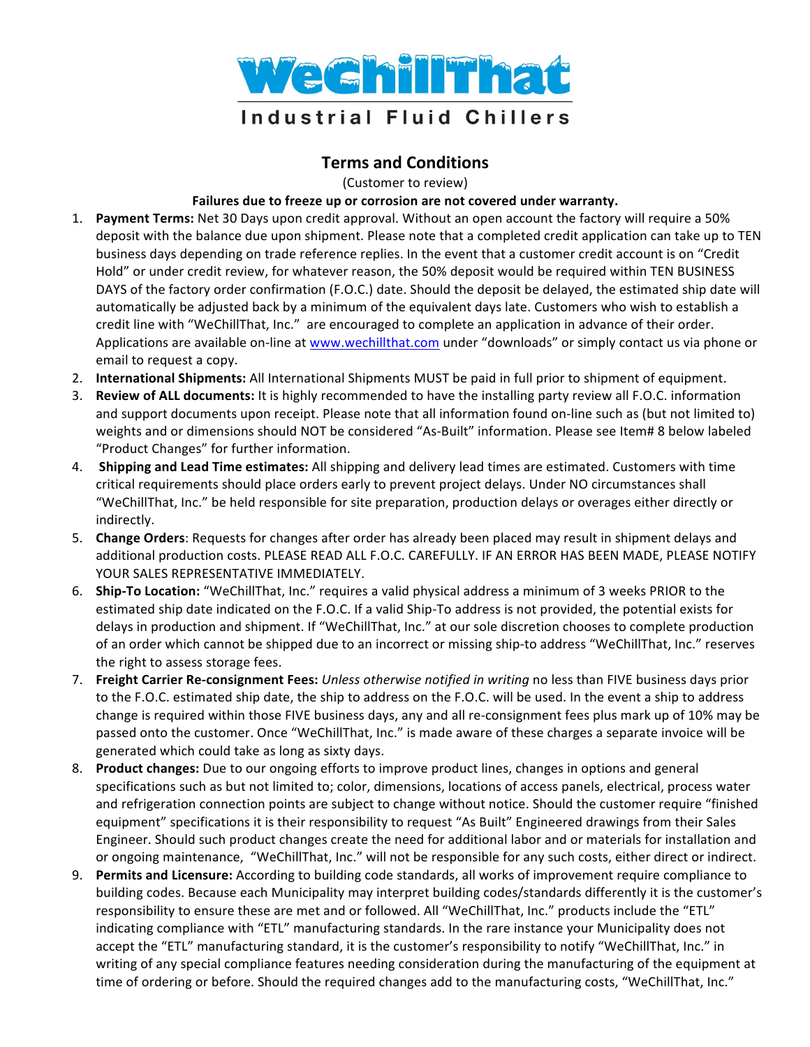# WeChillThat

Industrial Fluid Chillers

## Terms and Conditions

(Customer to review)

**Failures due to freeze up or corrosion are not covered under warranty.**

1. **Payment Terms:** Net 30 Days upon credit approval. Without an open account the factory will require a 50% deposit with the balance due upon shipment. Please note that a completed credit application can take up to TEN business days depending on trade reference replies. In the event that a customer credit account is on "Credit Hold" or under credit review, for whatever reason, the 50% deposit would be required within TEN BUSINESS DAYS of the factory order confirmation (F.O.C.) date. Should the deposit be delayed, the estimated ship date will automatically be adjusted back by a minimum of the equivalent days late. Customers who wish to establish a credit line with "WeChillThat, Inc." are encouraged to complete an application in advance of their order. Applications are available on-line at www.wechillthat.com under "downloads" or simply contact us via phone or email to request a copy.
2. **International Shipments:** All International Shipments MUST be paid in full prior to shipment of equipment.
3. **Review of ALL documents:** It is highly recommended to have the installing party review all F.O.C. information and support documents upon receipt. Please note that all information found on-line such as (but not limited to) weights and or dimensions should NOT be considered "As-Built" information. Please see Item# 8 below labeled "Product Changes" for further information.
4. **Shipping and Lead Time estimates:** All shipping and delivery lead times are estimated. Customers with time critical requirements should place orders early to prevent project delays. Under NO circumstances shall "WeChillThat, Inc." be held responsible for site preparation, production delays or overages either directly or indirectly.
5. **Change Orders**: Requests for changes after order has already been placed may result in shipment delays and additional production costs. PLEASE READ ALL F.O.C. CAREFULLY. IF AN ERROR HAS BEEN MADE, PLEASE NOTIFY YOUR SALES REPRESENTATIVE IMMEDIATELY.
6. **Ship-To Location:** "WeChillThat, Inc." requires a valid physical address a minimum of 3 weeks PRIOR to the estimated ship date indicated on the F.O.C. If a valid Ship-To address is not provided, the potential exists for delays in production and shipment. If "WeChillThat, Inc." at our sole discretion chooses to complete production of an order which cannot be shipped due to an incorrect or missing ship-to address "WeChillThat, Inc." reserves the right to assess storage fees.
7. **Freight Carrier Re-consignment Fees:** *Unless otherwise notified in writing* no less than FIVE business days prior to the F.O.C. estimated ship date, the ship to address on the F.O.C. will be used. In the event a ship to address change is required within those FIVE business days, any and all re-consignment fees plus mark up of 10% may be passed onto the customer. Once "WeChillThat, Inc." is made aware of these charges a separate invoice will be generated which could take as long as sixty days.
8. **Product changes:** Due to our ongoing efforts to improve product lines, changes in options and general specifications such as but not limited to; color, dimensions, locations of access panels, electrical, process water and refrigeration connection points are subject to change without notice. Should the customer require "finished equipment" specifications it is their responsibility to request "As Built" Engineered drawings from their Sales Engineer. Should such product changes create the need for additional labor and or materials for installation and or ongoing maintenance, "WeChillThat, Inc." will not be responsible for any such costs, either direct or indirect.
9. **Permits and Licensure:** According to building code standards, all works of improvement require compliance to building codes. Because each Municipality may interpret building codes/standards differently it is the customer's responsibility to ensure these are met and or followed. All "WeChillThat, Inc." products include the "ETL" indicating compliance with "ETL" manufacturing standards. In the rare instance your Municipality does not accept the "ETL" manufacturing standard, it is the customer's responsibility to notify "WeChillThat, Inc." in writing of any special compliance features needing consideration during the manufacturing of the equipment at time of ordering or before. Should the required changes add to the manufacturing costs, "WeChillThat, Inc."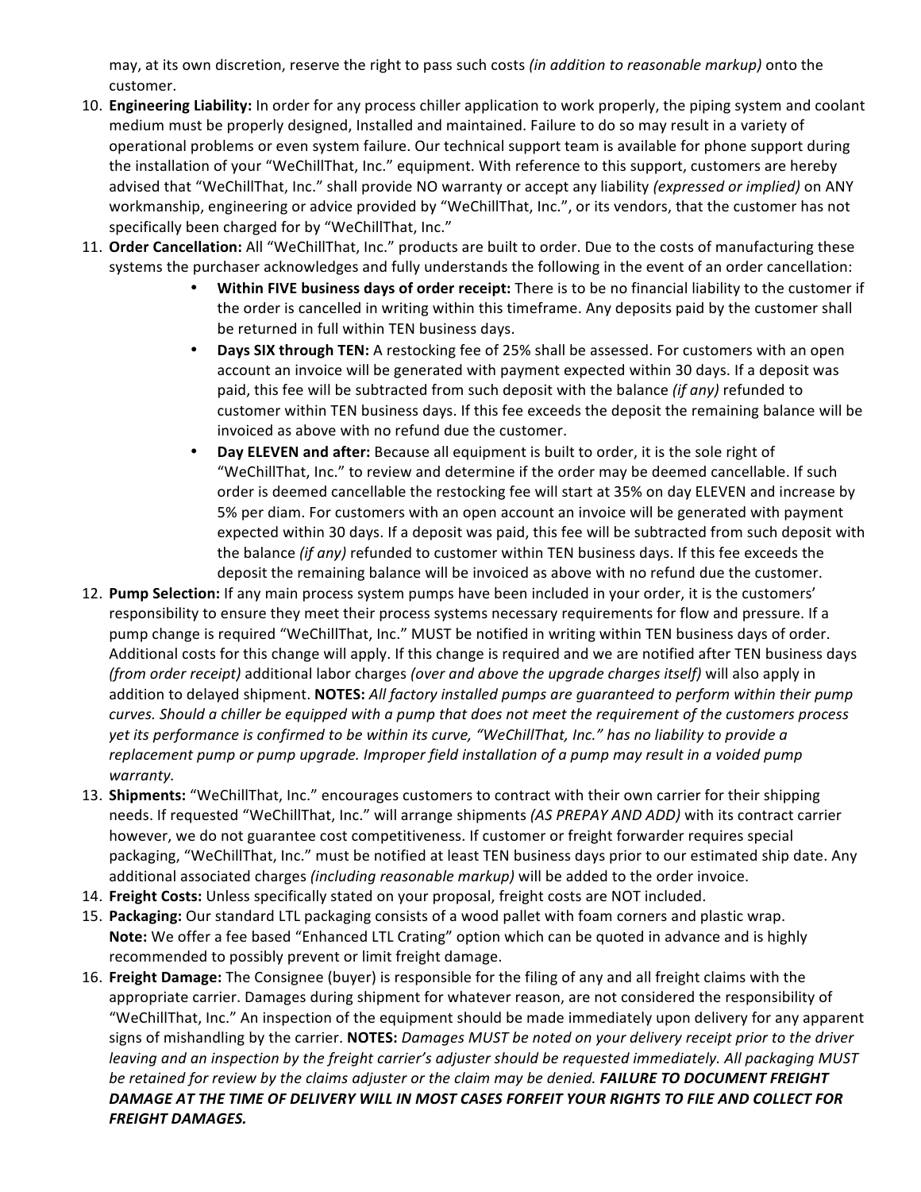may, at its own discretion, reserve the right to pass such costs *(in addition to reasonable markup)* onto the customer.

10. **Engineering Liability:** In order for any process chiller application to work properly, the piping system and coolant medium must be properly designed, Installed and maintained. Failure to do so may result in a variety of operational problems or even system failure. Our technical support team is available for phone support during the installation of your "WeChillThat, Inc." equipment. With reference to this support, customers are hereby advised that "WeChillThat, Inc." shall provide NO warranty or accept any liability *(expressed or implied)* on ANY workmanship, engineering or advice provided by "WeChillThat, Inc.", or its vendors, that the customer has not specifically been charged for by "WeChillThat, Inc."
11. **Order Cancellation:** All "WeChillThat, Inc." products are built to order. Due to the costs of manufacturing these systems the purchaser acknowledges and fully understands the following in the event of an order cancellation:
    - **Within FIVE business days of order receipt:** There is to be no financial liability to the customer if the order is cancelled in writing within this timeframe. Any deposits paid by the customer shall be returned in full within TEN business days.
    - **Days SIX through TEN:** A restocking fee of 25% shall be assessed. For customers with an open account an invoice will be generated with payment expected within 30 days. If a deposit was paid, this fee will be subtracted from such deposit with the balance *(if any)* refunded to customer within TEN business days. If this fee exceeds the deposit the remaining balance will be invoiced as above with no refund due the customer.
    - **Day ELEVEN and after:** Because all equipment is built to order, it is the sole right of "WeChillThat, Inc." to review and determine if the order may be deemed cancellable. If such order is deemed cancellable the restocking fee will start at 35% on day ELEVEN and increase by 5% per diam. For customers with an open account an invoice will be generated with payment expected within 30 days. If a deposit was paid, this fee will be subtracted from such deposit with the balance *(if any)* refunded to customer within TEN business days. If this fee exceeds the deposit the remaining balance will be invoiced as above with no refund due the customer.
12. **Pump Selection:** If any main process system pumps have been included in your order, it is the customers' responsibility to ensure they meet their process systems necessary requirements for flow and pressure. If a pump change is required "WeChillThat, Inc." MUST be notified in writing within TEN business days of order. Additional costs for this change will apply. If this change is required and we are notified after TEN business days *(from order receipt)* additional labor charges *(over and above the upgrade charges itself)* will also apply in addition to delayed shipment. **NOTES:** *All factory installed pumps are guaranteed to perform within their pump curves. Should a chiller be equipped with a pump that does not meet the requirement of the customers process yet its performance is confirmed to be within its curve, "WeChillThat, Inc." has no liability to provide a replacement pump or pump upgrade. Improper field installation of a pump may result in a voided pump warranty.*
13. **Shipments:** "WeChillThat, Inc." encourages customers to contract with their own carrier for their shipping needs. If requested "WeChillThat, Inc." will arrange shipments *(AS PREPAY AND ADD)* with its contract carrier however, we do not guarantee cost competitiveness. If customer or freight forwarder requires special packaging, "WeChillThat, Inc." must be notified at least TEN business days prior to our estimated ship date. Any additional associated charges *(including reasonable markup)* will be added to the order invoice.
14. **Freight Costs:** Unless specifically stated on your proposal, freight costs are NOT included.
15. **Packaging:** Our standard LTL packaging consists of a wood pallet with foam corners and plastic wrap.
    **Note:** We offer a fee based "Enhanced LTL Crating" option which can be quoted in advance and is highly recommended to possibly prevent or limit freight damage.
16. **Freight Damage:** The Consignee (buyer) is responsible for the filing of any and all freight claims with the appropriate carrier. Damages during shipment for whatever reason, are not considered the responsibility of "WeChillThat, Inc." An inspection of the equipment should be made immediately upon delivery for any apparent signs of mishandling by the carrier. **NOTES:** *Damages MUST be noted on your delivery receipt prior to the driver leaving and an inspection by the freight carrier's adjuster should be requested immediately. All packaging MUST be retained for review by the claims adjuster or the claim may be denied.* ***FAILURE TO DOCUMENT FREIGHT DAMAGE AT THE TIME OF DELIVERY WILL IN MOST CASES FORFEIT YOUR RIGHTS TO FILE AND COLLECT FOR FREIGHT DAMAGES.***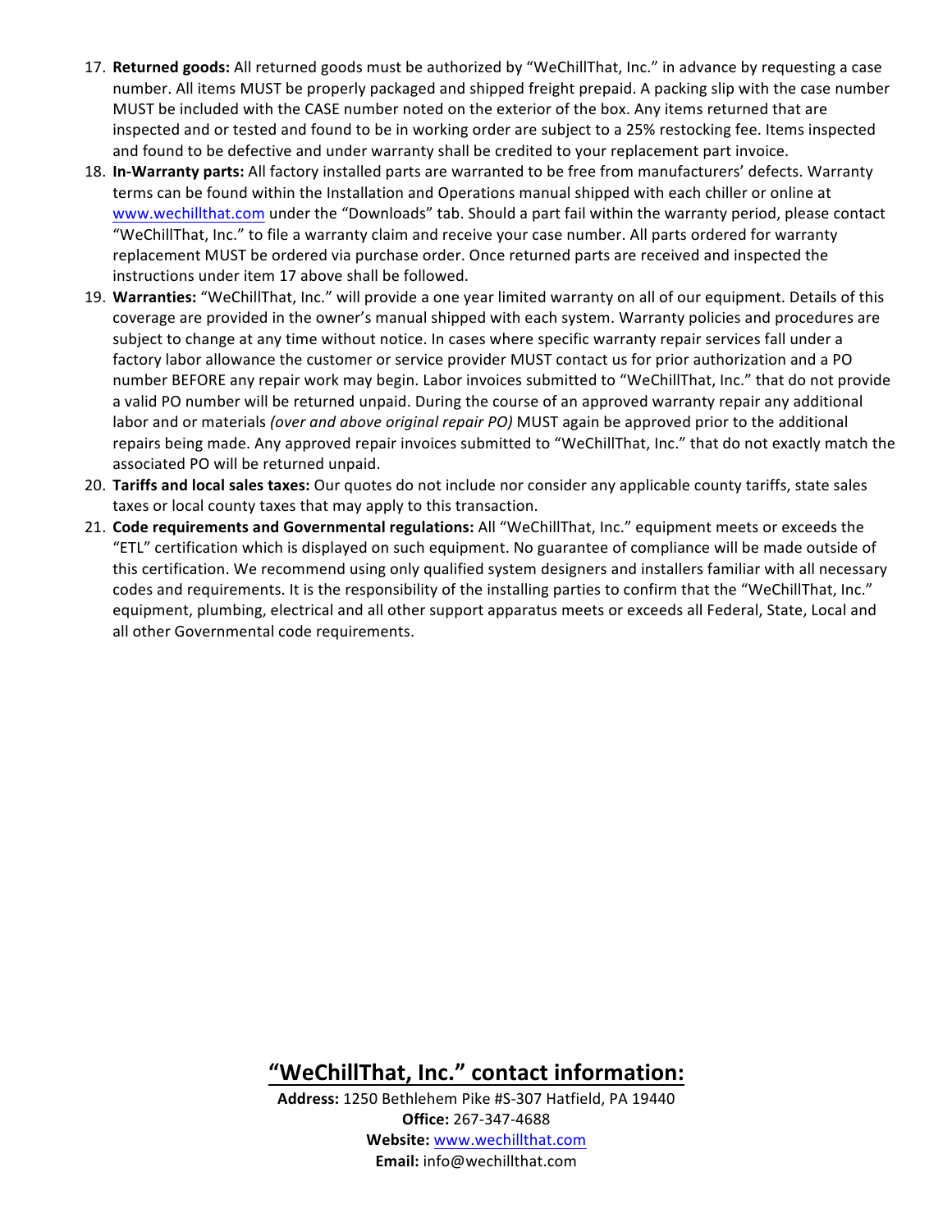17. **Returned goods:** All returned goods must be authorized by "WeChillThat, Inc." in advance by requesting a case number. All items MUST be properly packaged and shipped freight prepaid. A packing slip with the case number MUST be included with the CASE number noted on the exterior of the box. Any items returned that are inspected and or tested and found to be in working order are subject to a 25% restocking fee. Items inspected and found to be defective and under warranty shall be credited to your replacement part invoice.
18. **In-Warranty parts:** All factory installed parts are warranted to be free from manufacturers' defects. Warranty terms can be found within the Installation and Operations manual shipped with each chiller or online at www.wechillthat.com under the "Downloads" tab. Should a part fail within the warranty period, please contact "WeChillThat, Inc." to file a warranty claim and receive your case number. All parts ordered for warranty replacement MUST be ordered via purchase order. Once returned parts are received and inspected the instructions under item 17 above shall be followed.
19. **Warranties:** "WeChillThat, Inc." will provide a one year limited warranty on all of our equipment. Details of this coverage are provided in the owner's manual shipped with each system. Warranty policies and procedures are subject to change at any time without notice. In cases where specific warranty repair services fall under a factory labor allowance the customer or service provider MUST contact us for prior authorization and a PO number BEFORE any repair work may begin. Labor invoices submitted to "WeChillThat, Inc." that do not provide a valid PO number will be returned unpaid. During the course of an approved warranty repair any additional labor and or materials *(over and above original repair PO)* MUST again be approved prior to the additional repairs being made. Any approved repair invoices submitted to "WeChillThat, Inc." that do not exactly match the associated PO will be returned unpaid.
20. **Tariffs and local sales taxes:** Our quotes do not include nor consider any applicable county tariffs, state sales taxes or local county taxes that may apply to this transaction.
21. **Code requirements and Governmental regulations:** All "WeChillThat, Inc." equipment meets or exceeds the "ETL" certification which is displayed on such equipment. No guarantee of compliance will be made outside of this certification. We recommend using only qualified system designers and installers familiar with all necessary codes and requirements. It is the responsibility of the installing parties to confirm that the "WeChillThat, Inc." equipment, plumbing, electrical and all other support apparatus meets or exceeds all Federal, State, Local and all other Governmental code requirements.

## "WeChillThat, Inc." contact information:

**Address:** 1250 Bethlehem Pike #S-307 Hatfield, PA 19440
**Office:** 267-347-4688
**Website:** www.wechillthat.com
**Email:** info@wechillthat.com